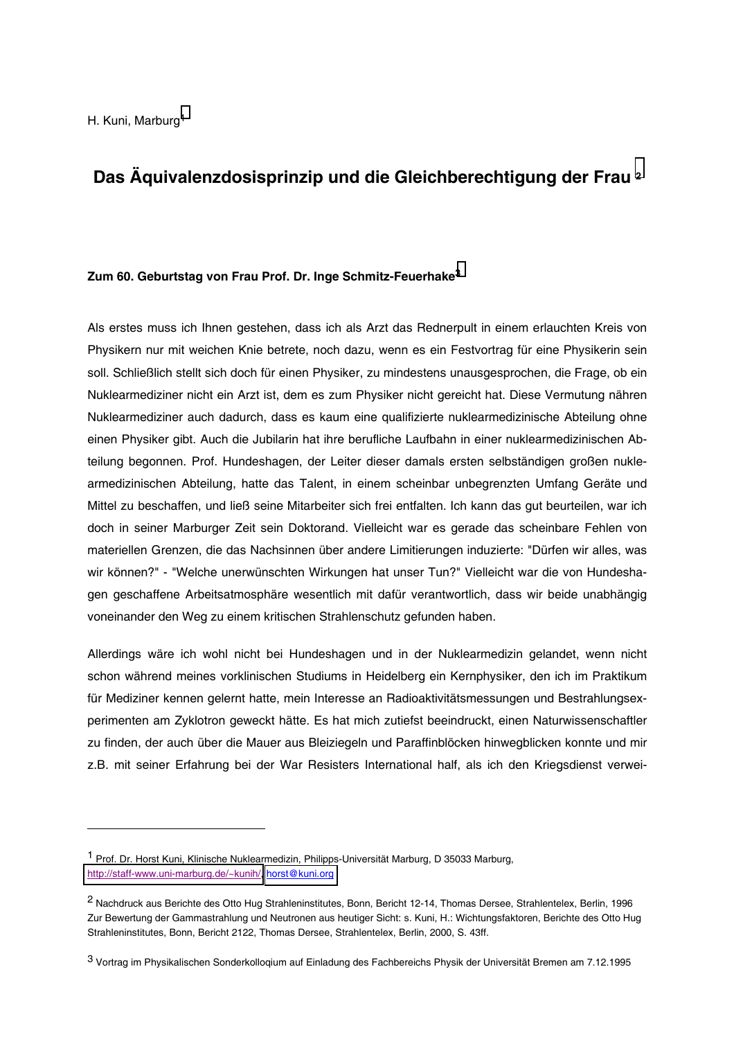H. Kuni, Marburg[1]

# Das Äquivalenzdosisprinzip und die Gleichberechtigung der Frau [2]

**Zum 60. Geburtstag von Frau Prof. Dr. Inge Schmitz-Feuerhake[3]**

Als erstes muss ich Ihnen gestehen, dass ich als Arzt das Rednerpult in einem erlauchten Kreis von Physikern nur mit weichen Knie betrete, noch dazu, wenn es ein Festvortrag für eine Physikerin sein soll. Schließlich stellt sich doch für einen Physiker, zu mindestens unausgesprochen, die Frage, ob ein Nuklearmediziner nicht ein Arzt ist, dem es zum Physiker nicht gereicht hat. Diese Vermutung nähren Nuklearmediziner auch dadurch, dass es kaum eine qualifizierte nuklearmedizinische Abteilung ohne einen Physiker gibt. Auch die Jubilarin hat ihre berufliche Laufbahn in einer nuklearmedizinischen Abteilung begonnen. Prof. Hundeshagen, der Leiter dieser damals ersten selbständigen großen nuklearmedizinischen Abteilung, hatte das Talent, in einem scheinbar unbegrenzten Umfang Geräte und Mittel zu beschaffen, und ließ seine Mitarbeiter sich frei entfalten. Ich kann das gut beurteilen, war ich doch in seiner Marburger Zeit sein Doktorand. Vielleicht war es gerade das scheinbare Fehlen von materiellen Grenzen, die das Nachsinnen über andere Limitierungen induzierte: "Dürfen wir alles, was wir können?" - "Welche unerwünschten Wirkungen hat unser Tun?" Vielleicht war die von Hundeshagen geschaffene Arbeitsatmosphäre wesentlich mit dafür verantwortlich, dass wir beide unabhängig voneinander den Weg zu einem kritischen Strahlenschutz gefunden haben.

Allerdings wäre ich wohl nicht bei Hundeshagen und in der Nuklearmedizin gelandet, wenn nicht schon während meines vorklinischen Studiums in Heidelberg ein Kernphysiker, den ich im Praktikum für Mediziner kennen gelernt hatte, mein Interesse an Radioaktivitätsmessungen und Bestrahlungsexperimenten am Zyklotron geweckt hätte. Es hat mich zutiefst beeindruckt, einen Naturwissenschaftler zu finden, der auch über die Mauer aus Bleiziegeln und Paraffinblöcken hinwegblicken konnte und mir z.B. mit seiner Erfahrung bei der War Resisters International half, als ich den Kriegsdienst verwei-

---

[1] Prof. Dr. Horst Kuni, Klinische Nuklearmedizin, Philipps-Universität Marburg, D 35033 Marburg, http://staff-www.uni-marburg.de/~kunih/, horst@kuni.org

[2] Nachdruck aus Berichte des Otto Hug Strahleninstitutes, Bonn, Bericht 12-14, Thomas Dersee, Strahlentelex, Berlin, 1996
Zur Bewertung der Gammastrahlung und Neutronen aus heutiger Sicht: s. Kuni, H.: Wichtungsfaktoren, Berichte des Otto Hug Strahleninstitutes, Bonn, Bericht 2122, Thomas Dersee, Strahlentelex, Berlin, 2000, S. 43ff.

[3] Vortrag im Physikalischen Sonderkolloqium auf Einladung des Fachbereichs Physik der Universität Bremen am 7.12.1995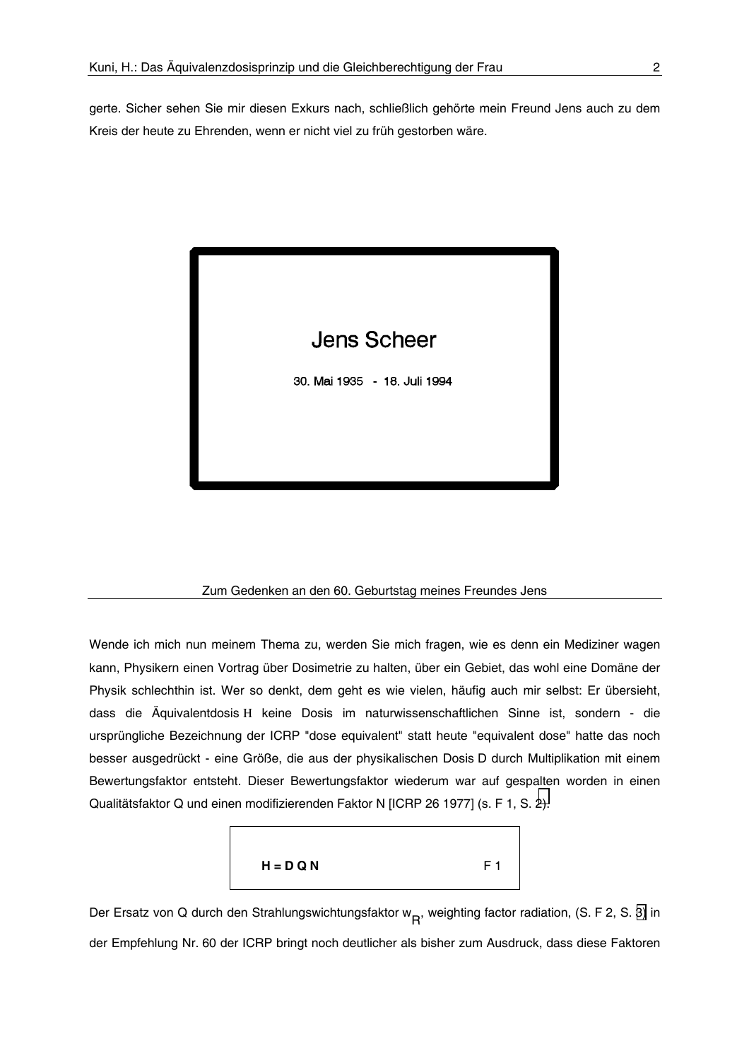gerte. Sicher sehen Sie mir diesen Exkurs nach, schließlich gehörte mein Freund Jens auch zu dem Kreis der heute zu Ehrenden, wenn er nicht viel zu früh gestorben wäre.

**Jens Scheer**

30. Mai 1935 - 18. Juli 1994

Zum Gedenken an den 60. Geburtstag meines Freundes Jens

Wende ich mich nun meinem Thema zu, werden Sie mich fragen, wie es denn ein Mediziner wagen kann, Physikern einen Vortrag über Dosimetrie zu halten, über ein Gebiet, das wohl eine Domäne der Physik schlechthin ist. Wer so denkt, dem geht es wie vielen, häufig auch mir selbst: Er übersieht, dass die Äquivalentdosis $H$ keine Dosis im naturwissenschaftlichen Sinne ist, sondern - die ursprüngliche Bezeichnung der ICRP "dose equivalent" statt heute "equivalent dose" hatte das noch besser ausgedrückt - eine Größe, die aus der physikalischen Dosis D durch Multiplikation mit einem Bewertungsfaktor entsteht. Dieser Bewertungsfaktor wiederum war auf gespalten worden in einen Qualitätsfaktor Q und einen modifizierenden Faktor N [ICRP 26 1977] (s. F 1, S. 2).

$$H = D\,Q\,N \qquad \text{F 1}$$

Der Ersatz von Q durch den Strahlungswichtungsfaktor $w_R$, weighting factor radiation, (S. F 2, S. 3) in der Empfehlung Nr. 60 der ICRP bringt noch deutlicher als bisher zum Ausdruck, dass diese Faktoren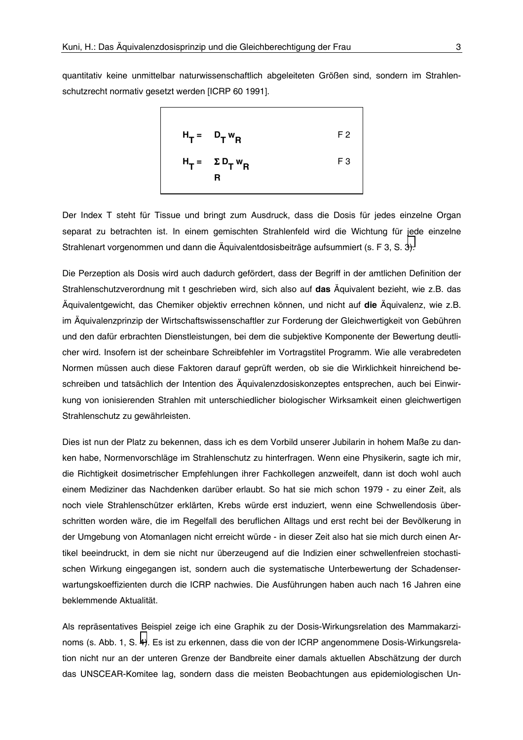quantitativ keine unmittelbar naturwissenschaftlich abgeleiteten Größen sind, sondern im Strahlenschutzrecht normativ gesetzt werden [ICRP 60 1991].

$$H_T = D_T \, w_R \qquad \text{F 2}$$

$$H_T = \sum_R D_T \, w_R \qquad \text{F 3}$$

Der Index T steht für Tissue und bringt zum Ausdruck, dass die Dosis für jedes einzelne Organ separat zu betrachten ist. In einem gemischten Strahlenfeld wird die Wichtung für jede einzelne Strahlenart vorgenommen und dann die Äquivalentdosisbeiträge aufsummiert (s. F 3, S. 3).

Die Perzeption als Dosis wird auch dadurch gefördert, dass der Begriff in der amtlichen Definition der Strahlenschutzverordnung mit t geschrieben wird, sich also auf **das** Äquivalent bezieht, wie z.B. das Äquivalentgewicht, das Chemiker objektiv errechnen können, und nicht auf **die** Äquivalenz, wie z.B. im Äquivalenzprinzip der Wirtschaftswissenschaftler zur Forderung der Gleichwertigkeit von Gebühren und den dafür erbrachten Dienstleistungen, bei dem die subjektive Komponente der Bewertung deutlicher wird. Insofern ist der scheinbare Schreibfehler im Vortragstitel Programm. Wie alle verabredeten Normen müssen auch diese Faktoren darauf geprüft werden, ob sie die Wirklichkeit hinreichend beschreiben und tatsächlich der Intention des Äquivalenzdosiskonzeptes entsprechen, auch bei Einwirkung von ionisierenden Strahlen mit unterschiedlicher biologischer Wirksamkeit einen gleichwertigen Strahlenschutz zu gewährleisten.

Dies ist nun der Platz zu bekennen, dass ich es dem Vorbild unserer Jubilarin in hohem Maße zu danken habe, Normenvorschläge im Strahlenschutz zu hinterfragen. Wenn eine Physikerin, sagte ich mir, die Richtigkeit dosimetrischer Empfehlungen ihrer Fachkollegen anzweifelt, dann ist doch wohl auch einem Mediziner das Nachdenken darüber erlaubt. So hat sie mich schon 1979 - zu einer Zeit, als noch viele Strahlenschützer erklärten, Krebs würde erst induziert, wenn eine Schwellendosis überschritten worden wäre, die im Regelfall des beruflichen Alltags und erst recht bei der Bevölkerung in der Umgebung von Atomanlagen nicht erreicht würde - in dieser Zeit also hat sie mich durch einen Artikel beeindruckt, in dem sie nicht nur überzeugend auf die Indizien einer schwellenfreien stochastischen Wirkung eingegangen ist, sondern auch die systematische Unterbewertung der Schadenserwartungskoeffizienten durch die ICRP nachwies. Die Ausführungen haben auch nach 16 Jahren eine beklemmende Aktualität.

Als repräsentatives Beispiel zeige ich eine Graphik zu der Dosis-Wirkungsrelation des Mammakarzinoms (s. Abb. 1, S. 4). Es ist zu erkennen, dass die von der ICRP angenommene Dosis-Wirkungsrelation nicht nur an der unteren Grenze der Bandbreite einer damals aktuellen Abschätzung der durch das UNSCEAR-Komitee lag, sondern dass die meisten Beobachtungen aus epidemiologischen Un-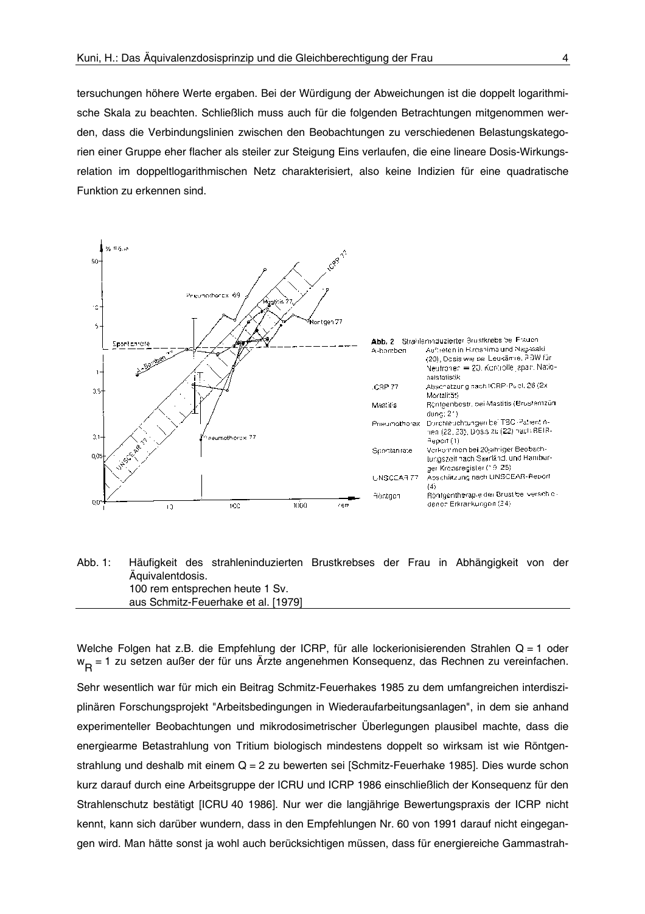tersuchungen höhere Werte ergaben. Bei der Würdigung der Abweichungen ist die doppelt logarithmische Skala zu beachten. Schließlich muss auch für die folgenden Betrachtungen mitgenommen werden, dass die Verbindungslinien zwischen den Beobachtungen zu verschiedenen Belastungskategorien einer Gruppe eher flacher als steiler zur Steigung Eins verlaufen, die eine lineare Dosis-Wirkungsrelation im doppeltlogarithmischen Netz charakterisiert, also keine Indizien für eine quadratische Funktion zu erkennen sind.

Abb. 1: Häufigkeit des strahleninduzierten Brustkrebses der Frau in Abhängigkeit von der Äquivalentdosis.
100 rem entsprechen heute 1 Sv.
aus Schmitz-Feuerhake et al. [1979]

Welche Folgen hat z.B. die Empfehlung der ICRP, für alle lockerionisierenden Strahlen Q = 1 oder $w_R$ = 1 zu setzen außer der für uns Ärzte angenehmen Konsequenz, das Rechnen zu vereinfachen.

Sehr wesentlich war für mich ein Beitrag Schmitz-Feuerhakes 1985 zu dem umfangreichen interdisziplinären Forschungsprojekt "Arbeitsbedingungen in Wiederaufarbeitungsanlagen", in dem sie anhand experimenteller Beobachtungen und mikrodosimetrischer Überlegungen plausibel machte, dass die energiearme Betastrahlung von Tritium biologisch mindestens doppelt so wirksam ist wie Röntgenstrahlung und deshalb mit einem Q = 2 zu bewerten sei [Schmitz-Feuerhake 1985]. Dies wurde schon kurz darauf durch eine Arbeitsgruppe der ICRU und ICRP 1986 einschließlich der Konsequenz für den Strahlenschutz bestätigt [ICRU 40 1986]. Nur wer die langjährige Bewertungspraxis der ICRP nicht kennt, kann sich darüber wundern, dass in den Empfehlungen Nr. 60 von 1991 darauf nicht eingegangen wird. Man hätte sonst ja wohl auch berücksichtigen müssen, dass für energiereiche Gammastrah-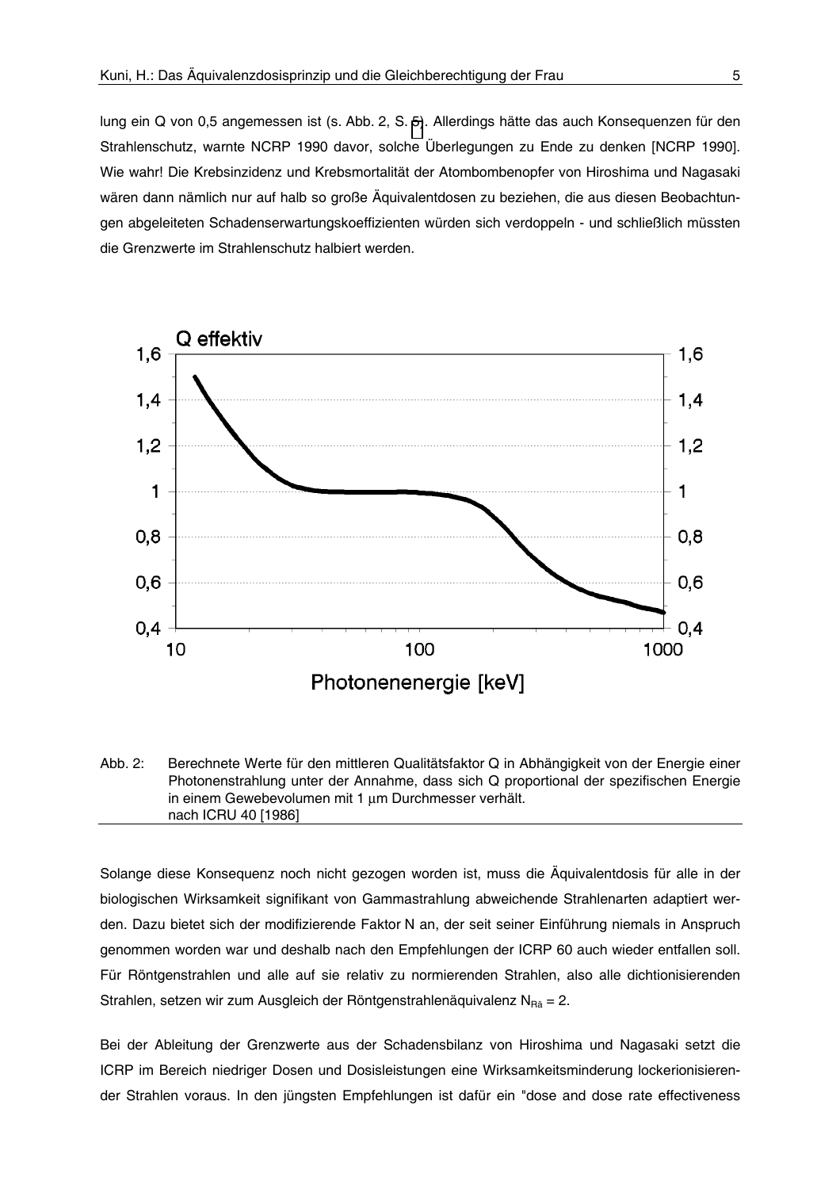lung ein Q von 0,5 angemessen ist (s. Abb. 2, S. 5). Allerdings hätte das auch Konsequenzen für den Strahlenschutz, warnte NCRP 1990 davor, solche Überlegungen zu Ende zu denken [NCRP 1990]. Wie wahr! Die Krebsinzidenz und Krebsmortalität der Atombombenopfer von Hiroshima und Nagasaki wären dann nämlich nur auf halb so große Äquivalentdosen zu beziehen, die aus diesen Beobachtungen abgeleiteten Schadenserwartungskoeffizienten würden sich verdoppeln - und schließlich müssten die Grenzwerte im Strahlenschutz halbiert werden.

Abb. 2: Berechnete Werte für den mittleren Qualitätsfaktor Q in Abhängigkeit von der Energie einer Photonenstrahlung unter der Annahme, dass sich Q proportional der spezifischen Energie in einem Gewebevolumen mit 1 μm Durchmesser verhält. nach ICRU 40 [1986]

Solange diese Konsequenz noch nicht gezogen worden ist, muss die Äquivalentdosis für alle in der biologischen Wirksamkeit signifikant von Gammastrahlung abweichende Strahlenarten adaptiert werden. Dazu bietet sich der modifizierende Faktor N an, der seit seiner Einführung niemals in Anspruch genommen worden war und deshalb nach den Empfehlungen der ICRP 60 auch wieder entfallen soll. Für Röntgenstrahlen und alle auf sie relativ zu normierenden Strahlen, also alle dichtionisierenden Strahlen, setzen wir zum Ausgleich der Röntgenstrahlenäquivalenz $N_{Rä} = 2$.

Bei der Ableitung der Grenzwerte aus der Schadensbilanz von Hiroshima und Nagasaki setzt die ICRP im Bereich niedriger Dosen und Dosisleistungen eine Wirksamkeitsminderung lockerionisierender Strahlen voraus. In den jüngsten Empfehlungen ist dafür ein "dose and dose rate effectiveness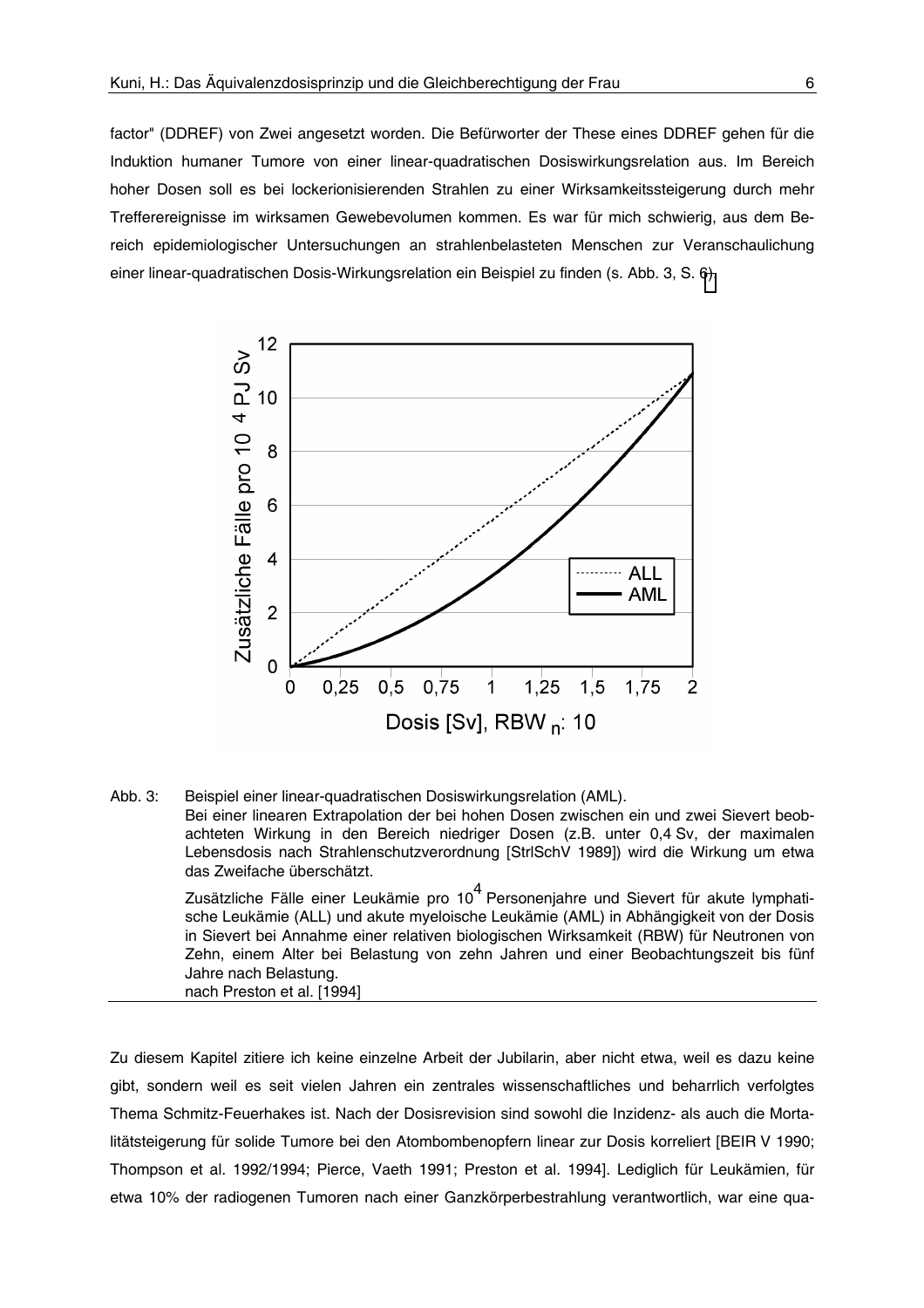factor" (DDREF) von Zwei angesetzt worden. Die Befürworter der These eines DDREF gehen für die Induktion humaner Tumore von einer linear-quadratischen Dosiswirkungsrelation aus. Im Bereich hoher Dosen soll es bei lockerionisierenden Strahlen zu einer Wirksamkeitssteigerung durch mehr Treffereignisse im wirksamen Gewebevolumen kommen. Es war für mich schwierig, aus dem Bereich epidemiologischer Untersuchungen an strahlenbelasteten Menschen zur Veranschaulichung einer linear-quadratischen Dosis-Wirkungsrelation ein Beispiel zu finden (s. Abb. 3, S. 6).

Abb. 3: Beispiel einer linear-quadratischen Dosiswirkungsrelation (AML).
Bei einer linearen Extrapolation der bei hohen Dosen zwischen ein und zwei Sievert beobachteten Wirkung in den Bereich niedriger Dosen (z.B. unter 0,4 Sv, der maximalen Lebensdosis nach Strahlenschutzverordnung [StrlSchV 1989]) wird die Wirkung um etwa das Zweifache überschätzt.

Zusätzliche Fälle einer Leukämie pro $10^4$ Personenjahre und Sievert für akute lymphatische Leukämie (ALL) und akute myeloische Leukämie (AML) in Abhängigkeit von der Dosis in Sievert bei Annahme einer relativen biologischen Wirksamkeit (RBW) für Neutronen von Zehn, einem Alter bei Belastung von zehn Jahren und einer Beobachtungszeit bis fünf Jahre nach Belastung.
nach Preston et al. [1994]

Zu diesem Kapitel zitiere ich keine einzelne Arbeit der Jubilarin, aber nicht etwa, weil es dazu keine gibt, sondern weil es seit vielen Jahren ein zentrales wissenschaftliches und beharrlich verfolgtes Thema Schmitz-Feuerhakes ist. Nach der Dosisrevision sind sowohl die Inzidenz- als auch die Mortalitätssteigerung für solide Tumore bei den Atombombenopfern linear zur Dosis korreliert [BEIR V 1990; Thompson et al. 1992/1994; Pierce, Vaeth 1991; Preston et al. 1994]. Lediglich für Leukämien, für etwa 10% der radiogenen Tumoren nach einer Ganzkörperbestrahlung verantwortlich, war eine qua-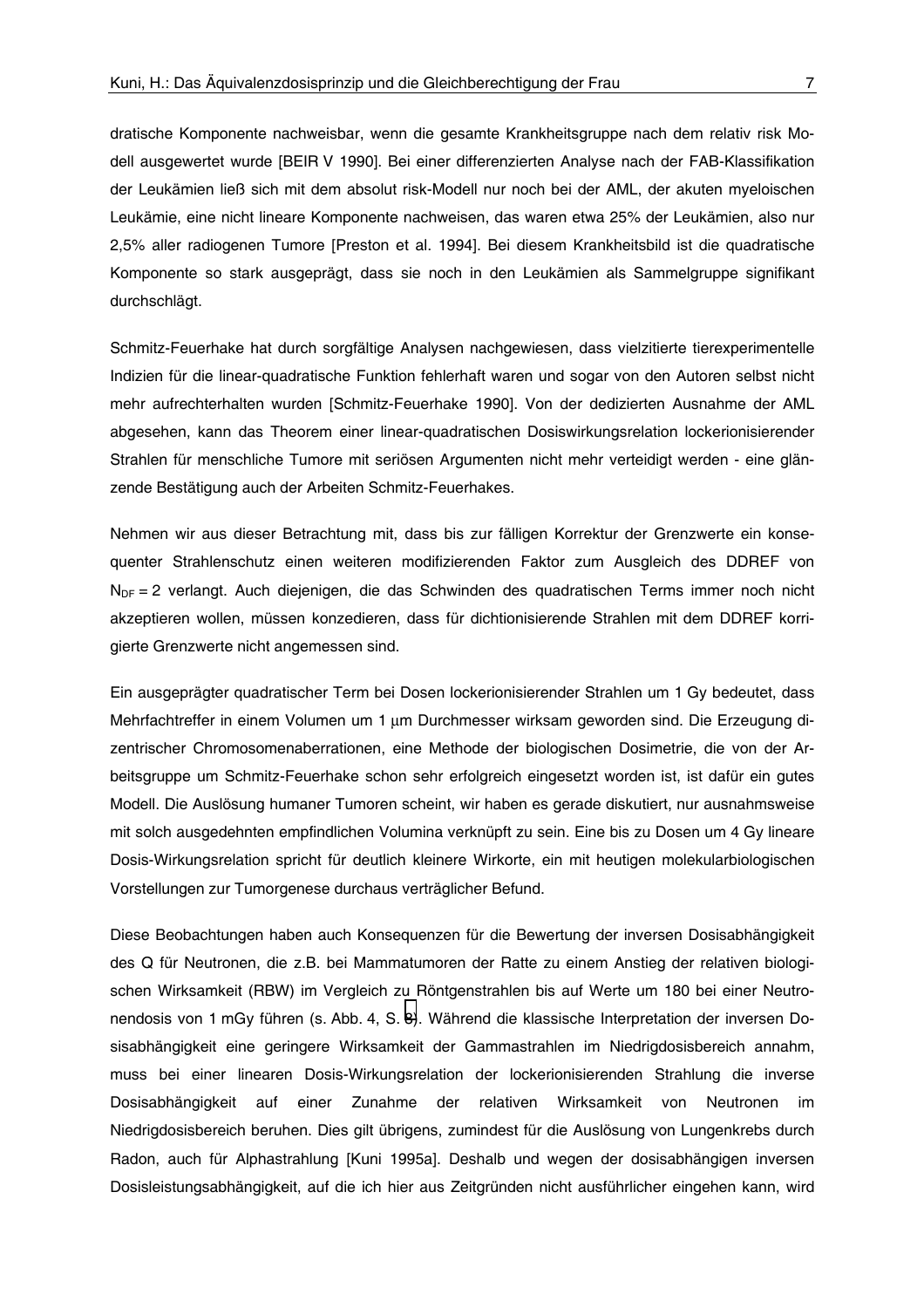dratische Komponente nachweisbar, wenn die gesamte Krankheitsgruppe nach dem relativ risk Modell ausgewertet wurde [BEIR V 1990]. Bei einer differenzierten Analyse nach der FAB-Klassifikation der Leukämien ließ sich mit dem absolut risk-Modell nur noch bei der AML, der akuten myeloischen Leukämie, eine nicht lineare Komponente nachweisen, das waren etwa 25% der Leukämien, also nur 2,5% aller radiogenen Tumore [Preston et al. 1994]. Bei diesem Krankheitsbild ist die quadratische Komponente so stark ausgeprägt, dass sie noch in den Leukämien als Sammelgruppe signifikant durchschlägt.

Schmitz-Feuerhake hat durch sorgfältige Analysen nachgewiesen, dass vielzitierte tierexperimentelle Indizien für die linear-quadratische Funktion fehlerhaft waren und sogar von den Autoren selbst nicht mehr aufrechterhalten wurden [Schmitz-Feuerhake 1990]. Von der dedizierten Ausnahme der AML abgesehen, kann das Theorem einer linear-quadratischen Dosiswirkungsrelation lockerionisierender Strahlen für menschliche Tumore mit seriösen Argumenten nicht mehr verteidigt werden - eine glänzende Bestätigung auch der Arbeiten Schmitz-Feuerhakes.

Nehmen wir aus dieser Betrachtung mit, dass bis zur fälligen Korrektur der Grenzwerte ein konsequenter Strahlenschutz einen weiteren modifizierenden Faktor zum Ausgleich des DDREF von $N_{DF} = 2$ verlangt. Auch diejenigen, die das Schwinden des quadratischen Terms immer noch nicht akzeptieren wollen, müssen konzedieren, dass für dichtionisierende Strahlen mit dem DDREF korrigierte Grenzwerte nicht angemessen sind.

Ein ausgeprägter quadratischer Term bei Dosen lockerionisierender Strahlen um 1 Gy bedeutet, dass Mehrfachtreffer in einem Volumen um 1 µm Durchmesser wirksam geworden sind. Die Erzeugung dizentrischer Chromosomenaberrationen, eine Methode der biologischen Dosimetrie, die von der Arbeitsgruppe um Schmitz-Feuerhake schon sehr erfolgreich eingesetzt worden ist, ist dafür ein gutes Modell. Die Auslösung humaner Tumoren scheint, wir haben es gerade diskutiert, nur ausnahmsweise mit solch ausgedehnten empfindlichen Volumina verknüpft zu sein. Eine bis zu Dosen um 4 Gy lineare Dosis-Wirkungsrelation spricht für deutlich kleinere Wirkorte, ein mit heutigen molekularbiologischen Vorstellungen zur Tumorgenese durchaus verträglicher Befund.

Diese Beobachtungen haben auch Konsequenzen für die Bewertung der inversen Dosisabhängigkeit des Q für Neutronen, die z.B. bei Mammatumoren der Ratte zu einem Anstieg der relativen biologischen Wirksamkeit (RBW) im Vergleich zu Röntgenstrahlen bis auf Werte um 180 bei einer Neutronendosis von 1 mGy führen (s. Abb. 4, S. 8). Während die klassische Interpretation der inversen Dosisabhängigkeit eine geringere Wirksamkeit der Gammastrahlen im Niedrigdosisbereich annahm, muss bei einer linearen Dosis-Wirkungsrelation der lockerionisierenden Strahlung die inverse Dosisabhängigkeit auf einer Zunahme der relativen Wirksamkeit von Neutronen im Niedrigdosisbereich beruhen. Dies gilt übrigens, zumindest für die Auslösung von Lungenkrebs durch Radon, auch für Alphastrahlung [Kuni 1995a]. Deshalb und wegen der dosisabhängigen inversen Dosisleistungsabhängigkeit, auf die ich hier aus Zeitgründen nicht ausführlicher eingehen kann, wird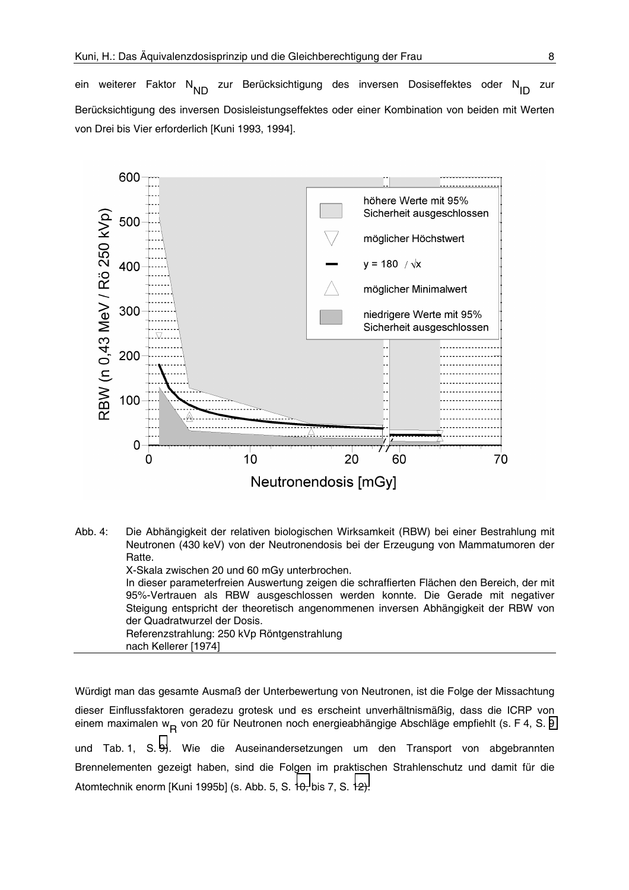ein weiterer Faktor $N_{ND}$ zur Berücksichtigung des inversen Dosiseffektes oder $N_{ID}$ zur Berücksichtigung des inversen Dosisleistungseffektes oder einer Kombination von beiden mit Werten von Drei bis Vier erforderlich [Kuni 1993, 1994].

Abb. 4: Die Abhängigkeit der relativen biologischen Wirksamkeit (RBW) bei einer Bestrahlung mit Neutronen (430 keV) von der Neutronendosis bei der Erzeugung von Mammatumoren der Ratte.
X-Skala zwischen 20 und 60 mGy unterbrochen.
In dieser parameterfreien Auswertung zeigen die schraffierten Flächen den Bereich, der mit 95%-Vertrauen als RBW ausgeschlossen werden konnte. Die Gerade mit negativer Steigung entspricht der theoretisch angenommenen inversen Abhängigkeit der RBW von der Quadratwurzel der Dosis.
Referenzstrahlung: 250 kVp Röntgenstrahlung
nach Kellerer [1974]

Würdigt man das gesamte Ausmaß der Unterbewertung von Neutronen, ist die Folge der Missachtung dieser Einflussfaktoren geradezu grotesk und es erscheint unverhältnismäßig, dass die ICRP von einem maximalen $w_R$ von 20 für Neutronen noch energieabhängige Abschläge empfiehlt (s. F 4, S. 9 und Tab. 1, S. 9). Wie die Auseinandersetzungen um den Transport von abgebrannten Brennelementen gezeigt haben, sind die Folgen im praktischen Strahlenschutz und damit für die Atomtechnik enorm [Kuni 1995b] (s. Abb. 5, S. 10, bis 7, S. 12).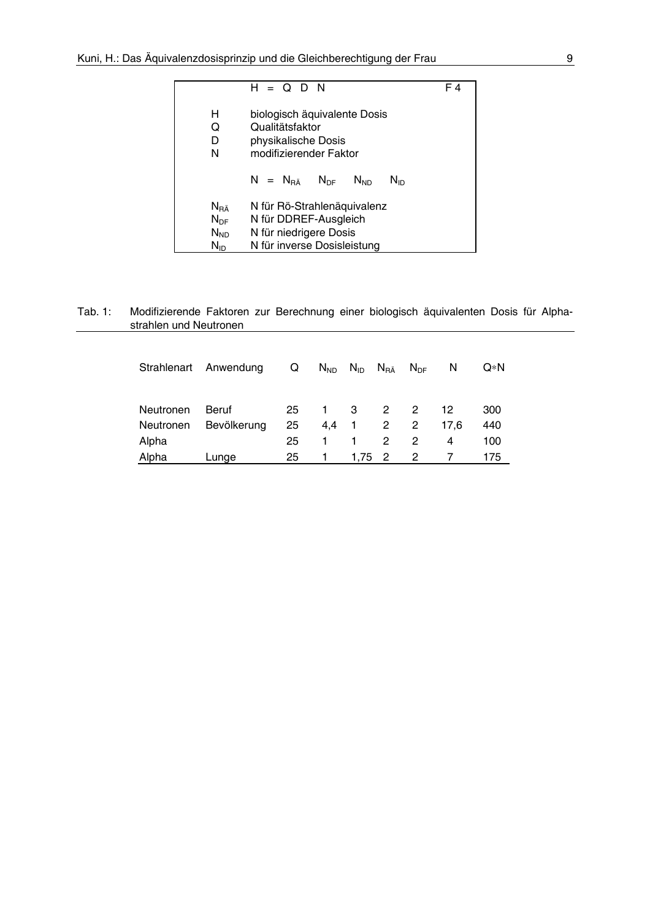| $H = Q\ D\ N$ | | F 4 |
|---|---|---|
| $H$ | biologisch äquivalente Dosis | |
| $Q$ | Qualitätsfaktor | |
| $D$ | physikalische Dosis | |
| $N$ | modifizierender Faktor | |
| | $N = N_{RÄ}\ \ N_{DF}\ \ N_{ND}\ \ N_{ID}$ | |
| $N_{RÄ}$ | N für Rö-Strahlenäquivalenz | |
| $N_{DF}$ | N für DDREF-Ausgleich | |
| $N_{ND}$ | N für niedrigere Dosis | |
| $N_{ID}$ | N für inverse Dosisleistung | |

Tab. 1: Modifizierende Faktoren zur Berechnung einer biologisch äquivalenten Dosis für Alphastrahlen und Neutronen

| Strahlenart | Anwendung | Q | $N_{ND}$ | $N_{ID}$ | $N_{RÄ}$ | $N_{DF}$ | N | Q∗N |
|---|---|---|---|---|---|---|---|---|
| Neutronen | Beruf | 25 | 1 | 3 | 2 | 2 | 12 | 300 |
| Neutronen | Bevölkerung | 25 | 4,4 | 1 | 2 | 2 | 17,6 | 440 |
| Alpha | | 25 | 1 | 1 | 2 | 2 | 4 | 100 |
| Alpha | Lunge | 25 | 1 | 1,75 | 2 | 2 | 7 | 175 |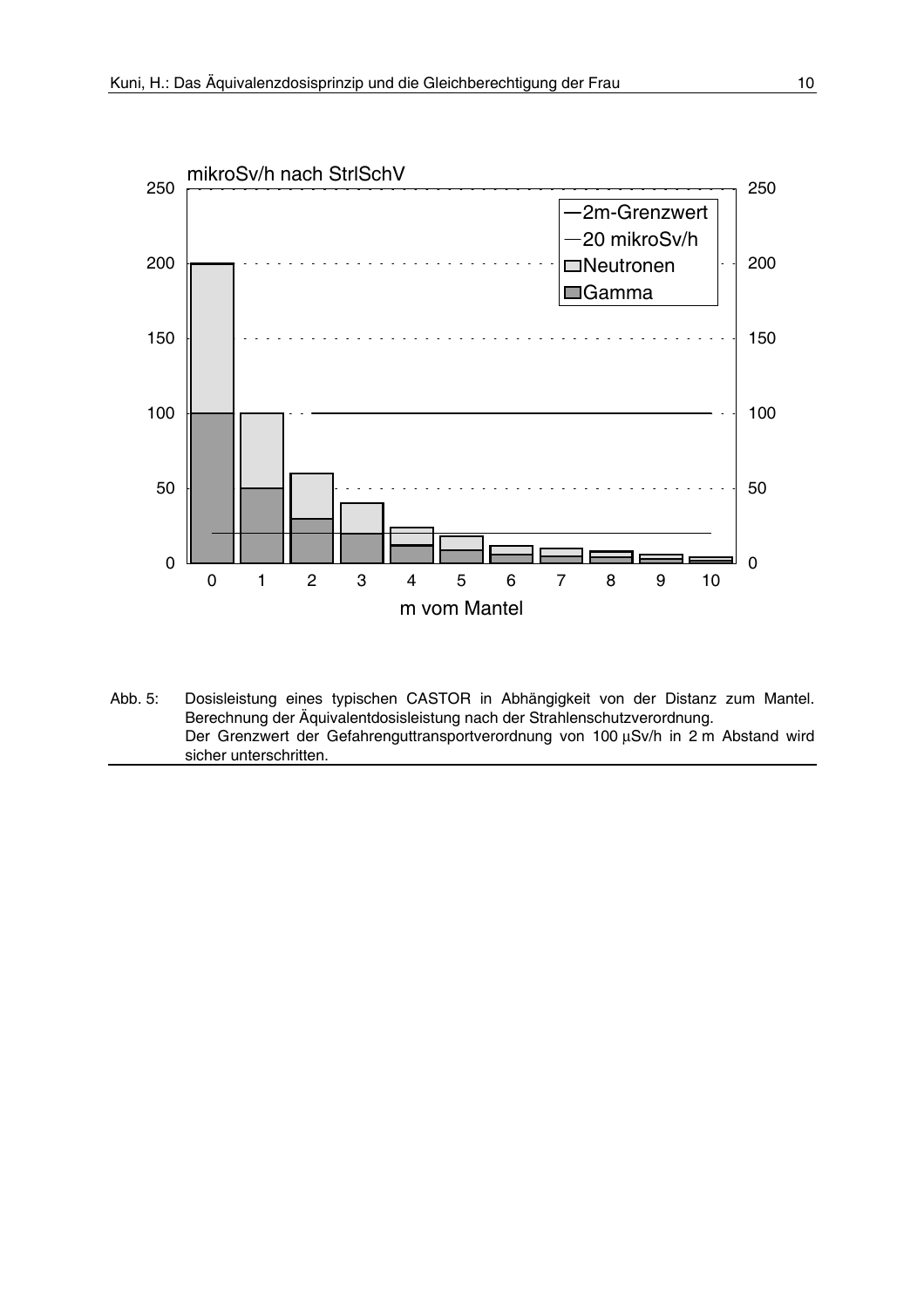Abb. 5: Dosisleistung eines typischen CASTOR in Abhängigkeit von der Distanz zum Mantel. Berechnung der Äquivalentdosisleistung nach der Strahlenschutzverordnung. Der Grenzwert der Gefahrenguttransportverordnung von 100 µSv/h in 2 m Abstand wird sicher unterschritten.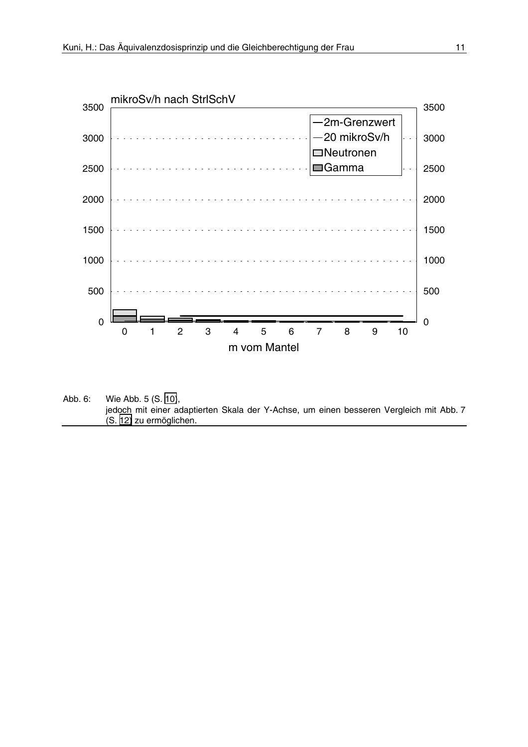Abb. 6: Wie Abb. 5 (S. 10), jedoch mit einer adaptierten Skala der Y-Achse, um einen besseren Vergleich mit Abb. 7 (S. 12) zu ermöglichen.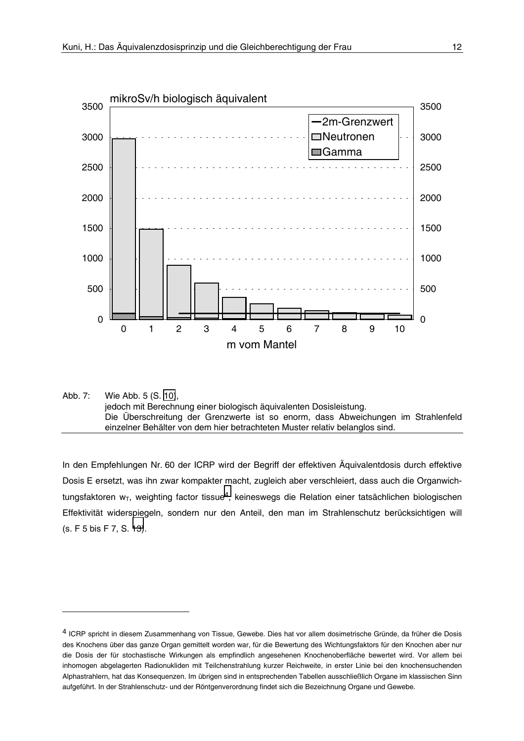Abb. 7: Wie Abb. 5 (S. 10),
jedoch mit Berechnung einer biologisch äquivalenten Dosisleistung.
Die Überschreitung der Grenzwerte ist so enorm, dass Abweichungen im Strahlenfeld einzelner Behälter von dem hier betrachteten Muster relativ belanglos sind.

In den Empfehlungen Nr. 60 der ICRP wird der Begriff der effektiven Äquivalentdosis durch effektive Dosis E ersetzt, was ihn zwar kompakter macht, zugleich aber verschleiert, dass auch die Organwichtungsfaktoren $w_T$, weighting factor tissue[4], keineswegs die Relation einer tatsächlichen biologischen Effektivität widerspiegeln, sondern nur den Anteil, den man im Strahlenschutz berücksichtigen will (s. F 5 bis F 7, S. 13).

---

[4] ICRP spricht in diesem Zusammenhang von Tissue, Gewebe. Dies hat vor allem dosimetrische Gründe, da früher die Dosis des Knochens über das ganze Organ gemittelt worden war, für die Bewertung des Wichtungsfaktors für den Knochen aber nur die Dosis der für stochastische Wirkungen als empfindlich angesehenen Knochenoberfläche bewertet wird. Vor allem bei inhomogen abgelagerten Radionukliden mit Teilchenstrahlung kurzer Reichweite, in erster Linie bei den knochensuchenden Alphastrahlern, hat das Konsequenzen. Im übrigen sind in entsprechenden Tabellen ausschließlich Organe im klassischen Sinn aufgeführt. In der Strahlenschutz- und der Röntgenverordnung findet sich die Bezeichnung Organe und Gewebe.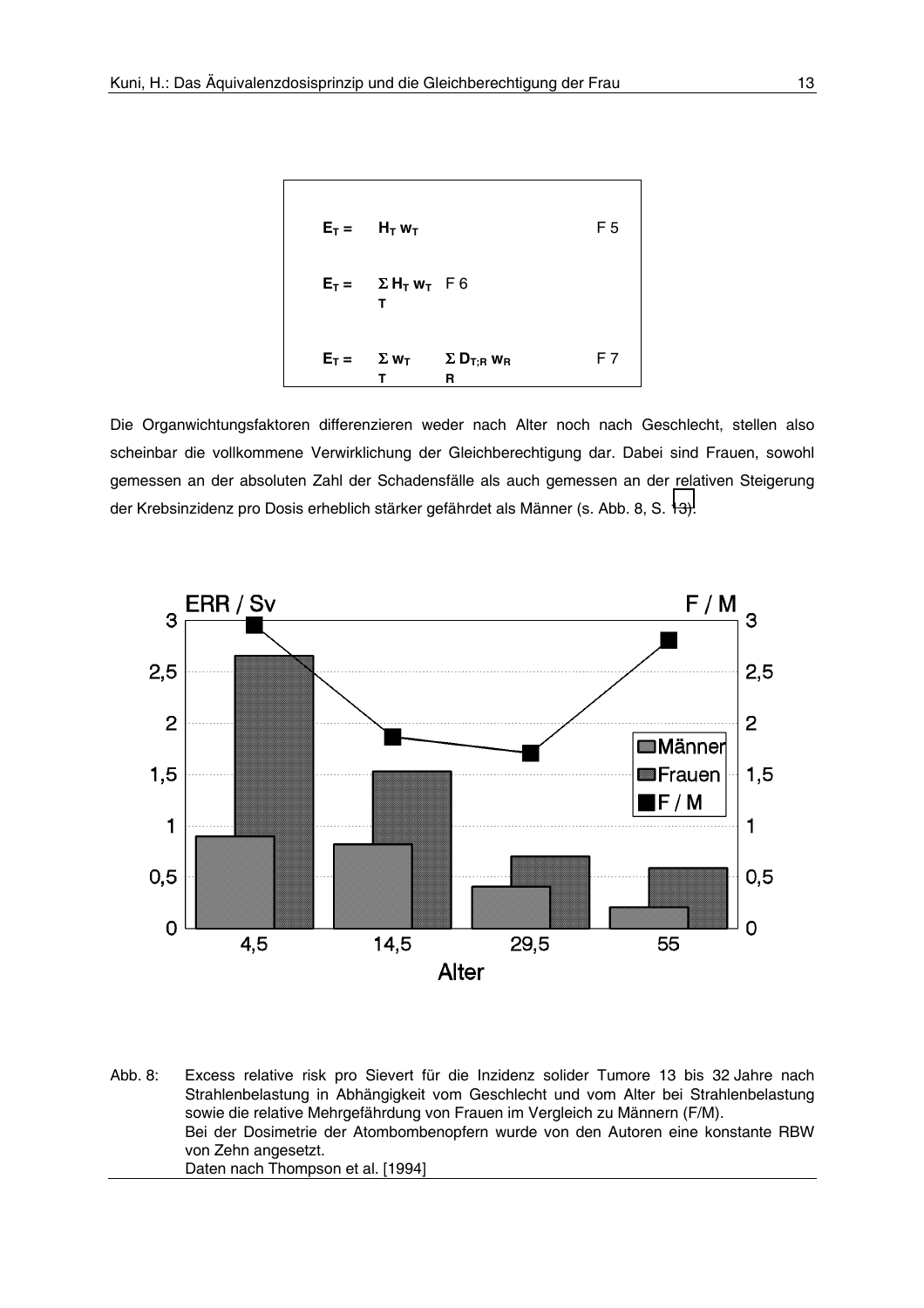$$E_T = H_T \, w_T \qquad \text{F 5}$$

$$E_T = \sum_T H_T \, w_T \qquad \text{F 6}$$

$$E_T = \sum_T w_T \sum_R D_{T;R} \, w_R \qquad \text{F 7}$$

Die Organwichtungsfaktoren differenzieren weder nach Alter noch nach Geschlecht, stellen also scheinbar die vollkommene Verwirklichung der Gleichberechtigung dar. Dabei sind Frauen, sowohl gemessen an der absoluten Zahl der Schadensfälle als auch gemessen an der relativen Steigerung der Krebsinzidenz pro Dosis erheblich stärker gefährdet als Männer (s. Abb. 8, S. 13).

Abb. 8: Excess relative risk pro Sievert für die Inzidenz solider Tumore 13 bis 32 Jahre nach Strahlenbelastung in Abhängigkeit vom Geschlecht und vom Alter bei Strahlenbelastung sowie die relative Mehrgefährdung von Frauen im Vergleich zu Männern (F/M).
Bei der Dosimetrie der Atombombenopfern wurde von den Autoren eine konstante RBW von Zehn angesetzt.
Daten nach Thompson et al. [1994]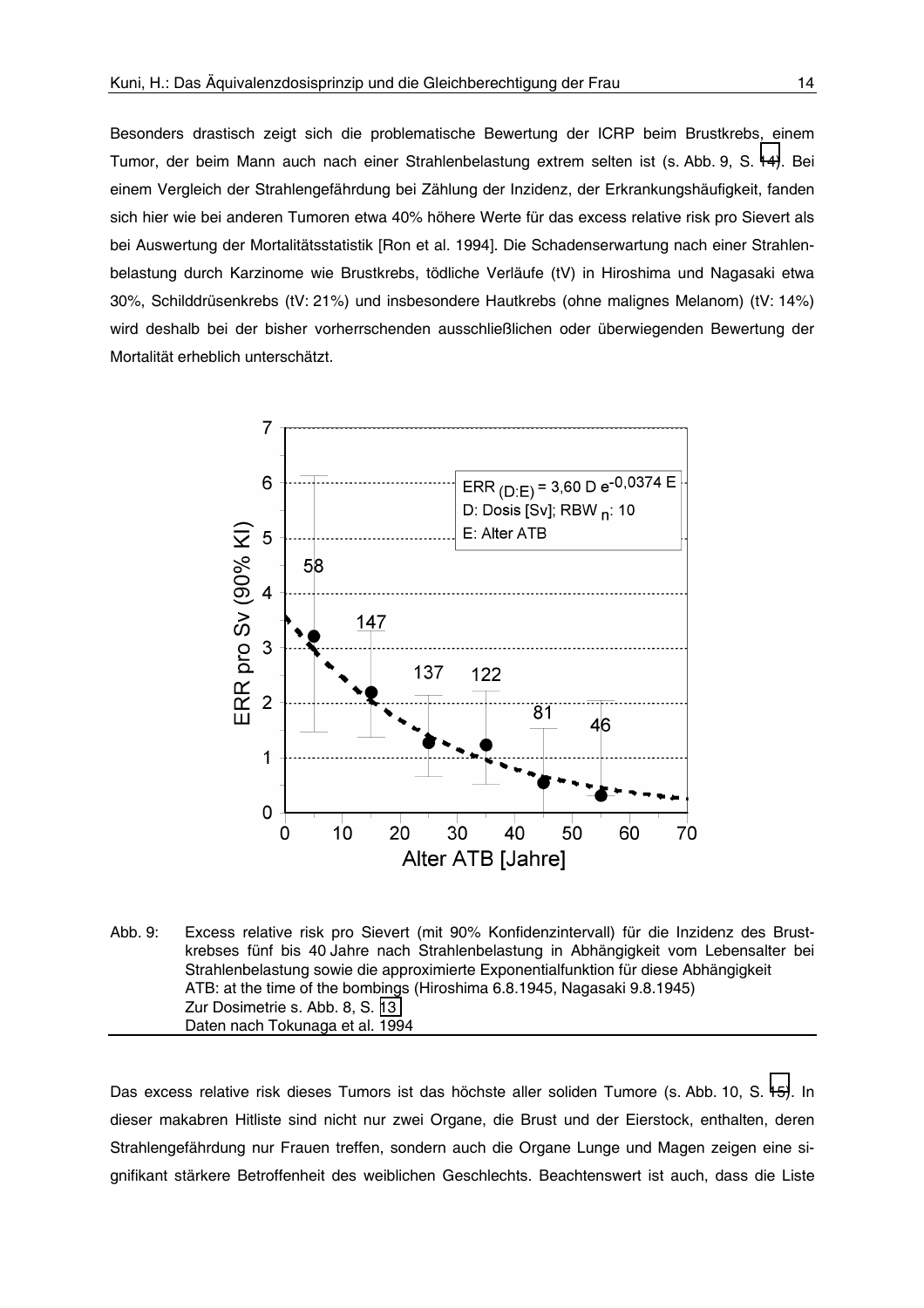Besonders drastisch zeigt sich die problematische Bewertung der ICRP beim Brustkrebs, einem Tumor, der beim Mann auch nach einer Strahlenbelastung extrem selten ist (s. Abb. 9, S. 14). Bei einem Vergleich der Strahlengefährdung bei Zählung der Inzidenz, der Erkrankungshäufigkeit, fanden sich hier wie bei anderen Tumoren etwa 40% höhere Werte für das excess relative risk pro Sievert als bei Auswertung der Mortalitätsstatistik [Ron et al. 1994]. Die Schadenserwartung nach einer Strahlenbelastung durch Karzinome wie Brustkrebs, tödliche Verläufe (tV) in Hiroshima und Nagasaki etwa 30%, Schilddrüsenkrebs (tV: 21%) und insbesondere Hautkrebs (ohne malignes Melanom) (tV: 14%) wird deshalb bei der bisher vorherrschenden ausschließlichen oder überwiegenden Bewertung der Mortalität erheblich unterschätzt.

$$ERR_{(D:E)} = 3{,}60\ D\ e^{-0{,}0374\ E}$$

D: Dosis [Sv]; $RBW_n$: 10

E: Alter ATB

Abb. 9: Excess relative risk pro Sievert (mit 90% Konfidenzintervall) für die Inzidenz des Brustkrebses fünf bis 40 Jahre nach Strahlenbelastung in Abhängigkeit vom Lebensalter bei Strahlenbelastung sowie die approximierte Exponentialfunktion für diese Abhängigkeit
ATB: at the time of the bombings (Hiroshima 6.8.1945, Nagasaki 9.8.1945)
Zur Dosimetrie s. Abb. 8, S. 13
Daten nach Tokunaga et al. 1994

Das excess relative risk dieses Tumors ist das höchste aller soliden Tumore (s. Abb. 10, S. 15). In dieser makabren Hitliste sind nicht nur zwei Organe, die Brust und der Eierstock, enthalten, deren Strahlengefährdung nur Frauen treffen, sondern auch die Organe Lunge und Magen zeigen eine signifikant stärkere Betroffenheit des weiblichen Geschlechts. Beachtenswert ist auch, dass die Liste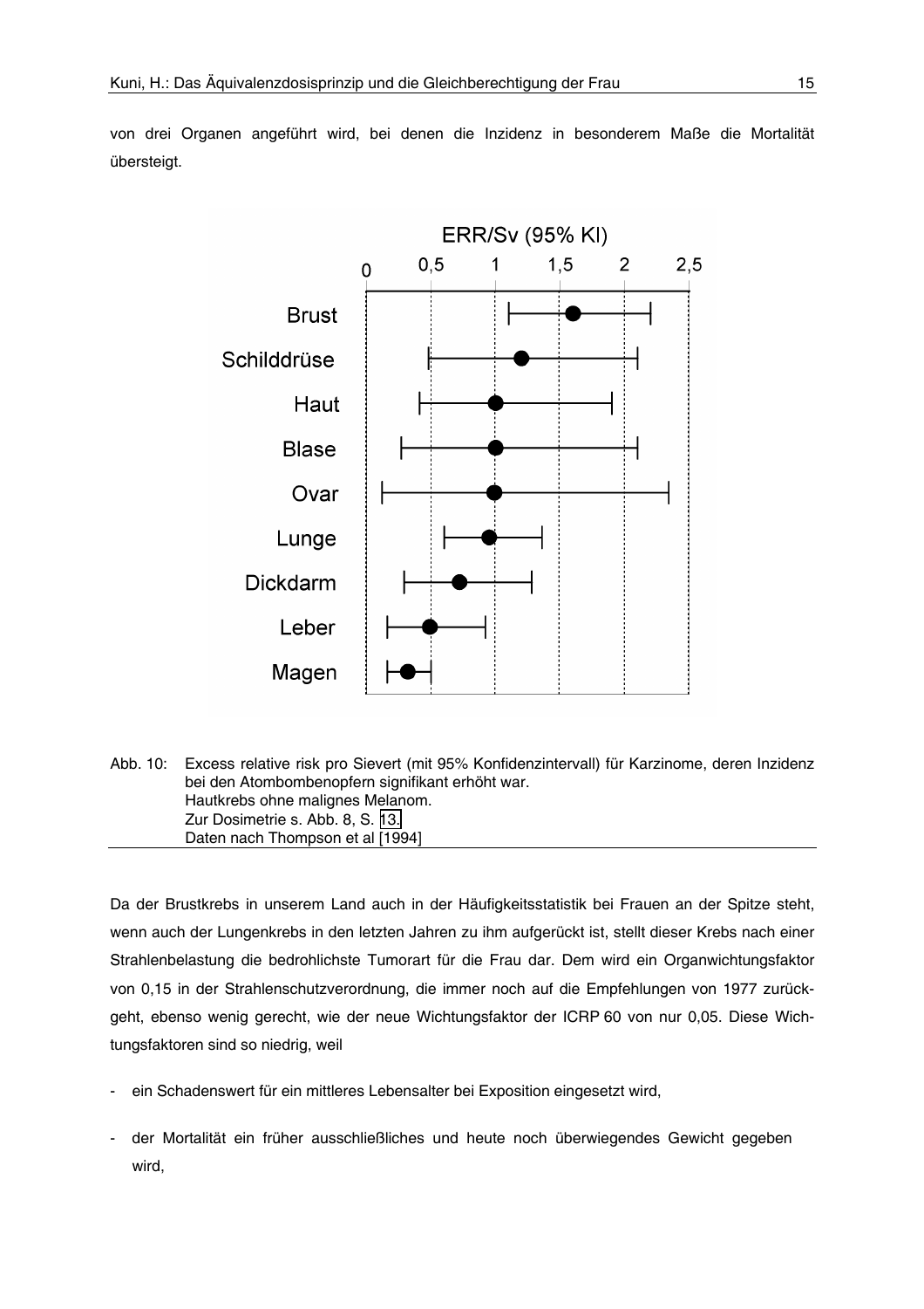von drei Organen angeführt wird, bei denen die Inzidenz in besonderem Maße die Mortalität übersteigt.

Abb. 10: Excess relative risk pro Sievert (mit 95% Konfidenzintervall) für Karzinome, deren Inzidenz bei den Atombombenopfern signifikant erhöht war.
Hautkrebs ohne malignes Melanom.
Zur Dosimetrie s. Abb. 8, S. 13.
Daten nach Thompson et al [1994]

Da der Brustkrebs in unserem Land auch in der Häufigkeitsstatistik bei Frauen an der Spitze steht, wenn auch der Lungenkrebs in den letzten Jahren zu ihm aufgerückt ist, stellt dieser Krebs nach einer Strahlenbelastung die bedrohlichste Tumorart für die Frau dar. Dem wird ein Organwichtungsfaktor von 0,15 in der Strahlenschutzverordnung, die immer noch auf die Empfehlungen von 1977 zurückgeht, ebenso wenig gerecht, wie der neue Wichtungsfaktor der ICRP 60 von nur 0,05. Diese Wichtungsfaktoren sind so niedrig, weil

- ein Schadenswert für ein mittleres Lebensalter bei Exposition eingesetzt wird,
- der Mortalität ein früher ausschließliches und heute noch überwiegendes Gewicht gegeben wird,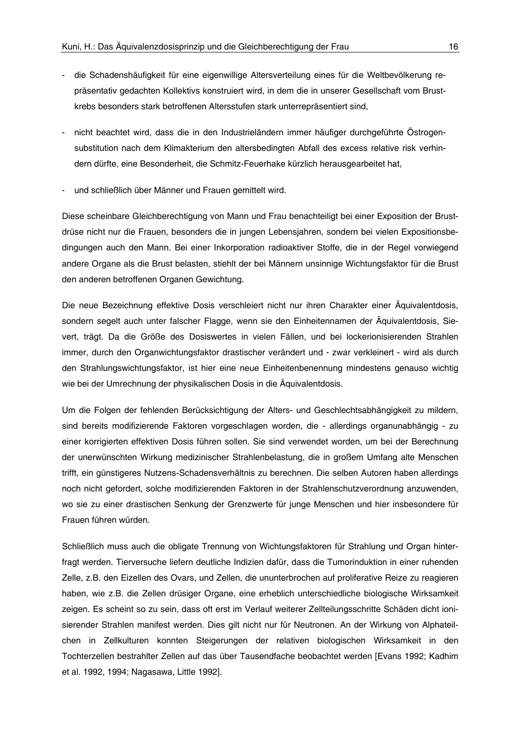- die Schadenshäufigkeit für eine eigenwillige Altersverteilung eines für die Weltbevölkerung repräsentativ gedachten Kollektivs konstruiert wird, in dem die in unserer Gesellschaft vom Brustkrebs besonders stark betroffenen Altersstufen stark unterrepräsentiert sind,

- nicht beachtet wird, dass die in den Industrieländern immer häufiger durchgeführte Östrogensubstitution nach dem Klimakterium den altersbedingten Abfall des excess relative risk verhindern dürfte, eine Besonderheit, die Schmitz-Feuerhake kürzlich herausgearbeitet hat,

- und schließlich über Männer und Frauen gemittelt wird.

Diese scheinbare Gleichberechtigung von Mann und Frau benachteiligt bei einer Exposition der Brustdrüse nicht nur die Frauen, besonders die in jungen Lebensjahren, sondern bei vielen Expositionsbedingungen auch den Mann. Bei einer Inkorporation radioaktiver Stoffe, die in der Regel vorwiegend andere Organe als die Brust belasten, stiehlt der bei Männern unsinnige Wichtungsfaktor für die Brust den anderen betroffenen Organen Gewichtung.

Die neue Bezeichnung effektive Dosis verschleiert nicht nur ihren Charakter einer Äquivalentdosis, sondern segelt auch unter falscher Flagge, wenn sie den Einheitennamen der Äquivalentdosis, Sievert, trägt. Da die Größe des Dosiswertes in vielen Fällen, und bei lockerionisierenden Strahlen immer, durch den Organwichtungsfaktor drastischer verändert und - zwar verkleinert - wird als durch den Strahlungswichtungsfaktor, ist hier eine neue Einheitenbenennung mindestens genauso wichtig wie bei der Umrechnung der physikalischen Dosis in die Äquivalentdosis.

Um die Folgen der fehlenden Berücksichtigung der Alters- und Geschlechtsabhängigkeit zu mildern, sind bereits modifizierende Faktoren vorgeschlagen worden, die - allerdings organunabhängig - zu einer korrigierten effektiven Dosis führen sollen. Sie sind verwendet worden, um bei der Berechnung der unerwünschten Wirkung medizinischer Strahlenbelastung, die in großem Umfang alte Menschen trifft, ein günstigeres Nutzens-Schadensverhältnis zu berechnen. Die selben Autoren haben allerdings noch nicht gefordert, solche modifizierenden Faktoren in der Strahlenschutzverordnung anzuwenden, wo sie zu einer drastischen Senkung der Grenzwerte für junge Menschen und hier insbesondere für Frauen führen würden.

Schließlich muss auch die obligate Trennung von Wichtungsfaktoren für Strahlung und Organ hinterfragt werden. Tierversuche liefern deutliche Indizien dafür, dass die Tumorinduktion in einer ruhenden Zelle, z.B. den Eizellen des Ovars, und Zellen, die ununterbrochen auf proliferative Reize zu reagieren haben, wie z.B. die Zellen drüsiger Organe, eine erheblich unterschiedliche biologische Wirksamkeit zeigen. Es scheint so zu sein, dass oft erst im Verlauf weiterer Zellteilungsschritte Schäden dicht ionisierender Strahlen manifest werden. Dies gilt nicht nur für Neutronen. An der Wirkung von Alphateilchen in Zellkulturen konnten Steigerungen der relativen biologischen Wirksamkeit in den Tochterzellen bestrahlter Zellen auf das über Tausendfache beobachtet werden [Evans 1992; Kadhim et al. 1992, 1994; Nagasawa, Little 1992].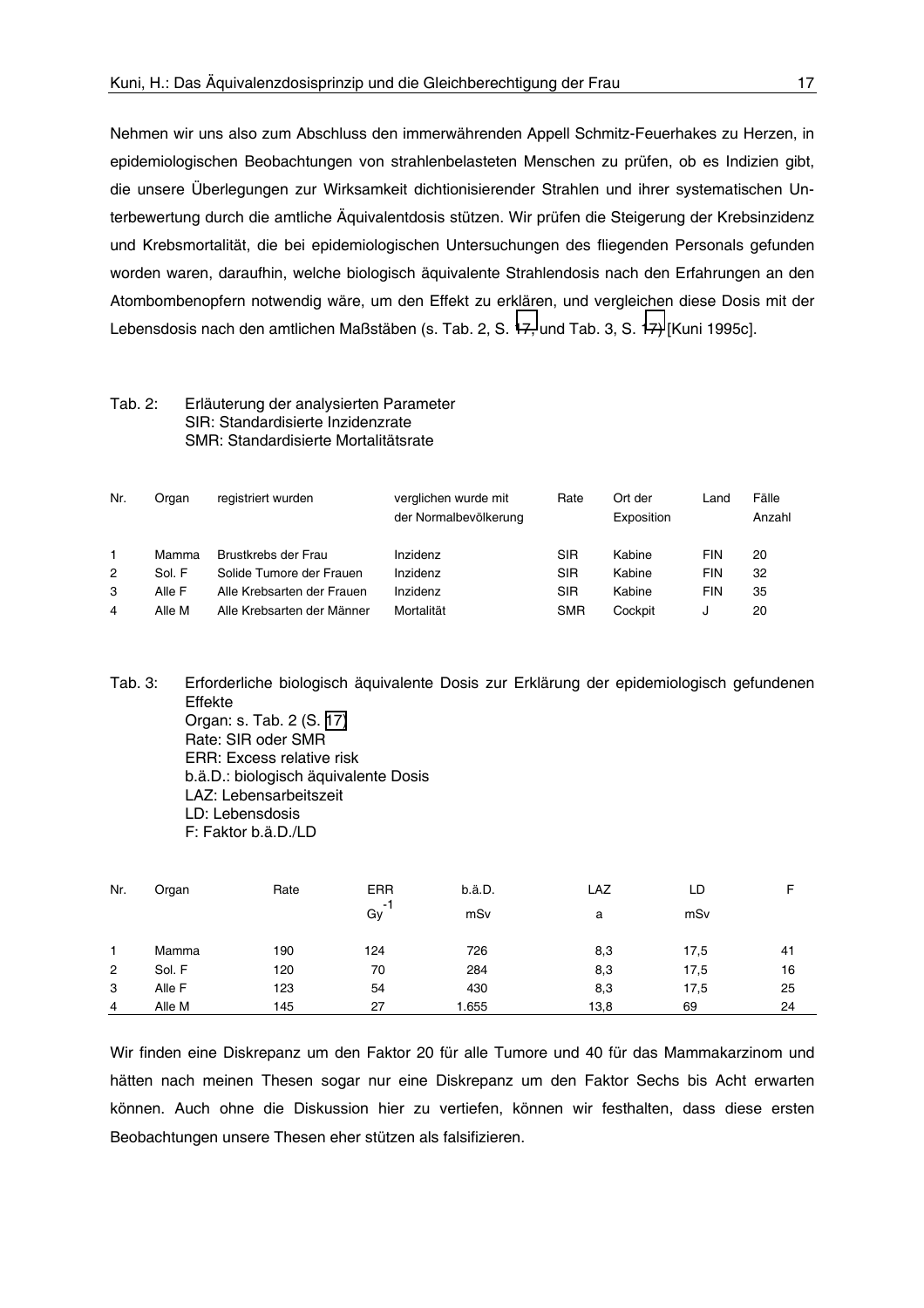Nehmen wir uns also zum Abschluss den immerwährenden Appell Schmitz-Feuerhakes zu Herzen, in epidemiologischen Beobachtungen von strahlenbelasteten Menschen zu prüfen, ob es Indizien gibt, die unsere Überlegungen zur Wirksamkeit dichtionisierender Strahlen und ihrer systematischen Unterbewertung durch die amtliche Äquivalentdosis stützen. Wir prüfen die Steigerung der Krebsinzidenz und Krebsmortalität, die bei epidemiologischen Untersuchungen des fliegenden Personals gefunden worden waren, daraufhin, welche biologisch äquivalente Strahlendosis nach den Erfahrungen an den Atombombenopfern notwendig wäre, um den Effekt zu erklären, und vergleichen diese Dosis mit der Lebensdosis nach den amtlichen Maßstäben (s. Tab. 2, S. 17, und Tab. 3, S. 17) [Kuni 1995c].

Tab. 2: Erläuterung der analysierten Parameter
SIR: Standardisierte Inzidenzrate
SMR: Standardisierte Mortalitätsrate

| Nr. | Organ | registriert wurden | verglichen wurde mit der Normalbevölkerung | Rate | Ort der Exposition | Land | Fälle Anzahl |
|---|---|---|---|---|---|---|---|
| 1 | Mamma | Brustkrebs der Frau | Inzidenz | SIR | Kabine | FIN | 20 |
| 2 | Sol. F | Solide Tumore der Frauen | Inzidenz | SIR | Kabine | FIN | 32 |
| 3 | Alle F | Alle Krebsarten der Frauen | Inzidenz | SIR | Kabine | FIN | 35 |
| 4 | Alle M | Alle Krebsarten der Männer | Mortalität | SMR | Cockpit | J | 20 |

Tab. 3: Erforderliche biologisch äquivalente Dosis zur Erklärung der epidemiologisch gefundenen Effekte
Organ: s. Tab. 2 (S. 17)
Rate: SIR oder SMR
ERR: Excess relative risk
b.ä.D.: biologisch äquivalente Dosis
LAZ: Lebensarbeitszeit
LD: Lebensdosis
F: Faktor b.ä.D./LD

| Nr. | Organ | Rate | ERR $Gy^{-1}$ | b.ä.D. mSv | LAZ a | LD mSv | F |
|---|---|---|---|---|---|---|---|
| 1 | Mamma | 190 | 124 | 726 | 8,3 | 17,5 | 41 |
| 2 | Sol. F | 120 | 70 | 284 | 8,3 | 17,5 | 16 |
| 3 | Alle F | 123 | 54 | 430 | 8,3 | 17,5 | 25 |
| 4 | Alle M | 145 | 27 | 1.655 | 13,8 | 69 | 24 |

Wir finden eine Diskrepanz um den Faktor 20 für alle Tumore und 40 für das Mammakarzinom und hätten nach meinen Thesen sogar nur eine Diskrepanz um den Faktor Sechs bis Acht erwarten können. Auch ohne die Diskussion hier zu vertiefen, können wir festhalten, dass diese ersten Beobachtungen unsere Thesen eher stützen als falsifizieren.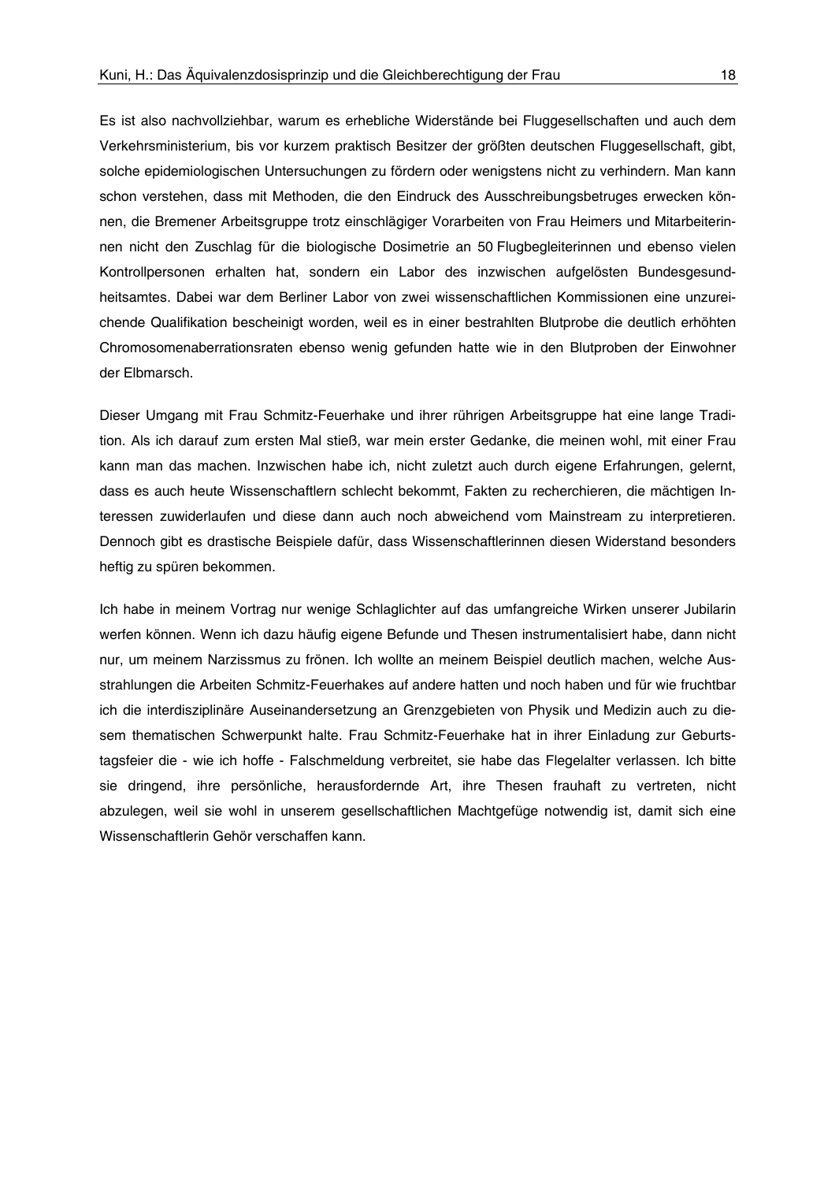Es ist also nachvollziehbar, warum es erhebliche Widerstände bei Fluggesellschaften und auch dem Verkehrsministerium, bis vor kurzem praktisch Besitzer der größten deutschen Fluggesellschaft, gibt, solche epidemiologischen Untersuchungen zu fördern oder wenigstens nicht zu verhindern. Man kann schon verstehen, dass mit Methoden, die den Eindruck des Ausschreibungsbetruges erwecken können, die Bremener Arbeitsgruppe trotz einschlägiger Vorarbeiten von Frau Heimers und Mitarbeiterinnen nicht den Zuschlag für die biologische Dosimetrie an 50 Flugbegleiterinnen und ebenso vielen Kontrollpersonen erhalten hat, sondern ein Labor des inzwischen aufgelösten Bundesgesundheitsamtes. Dabei war dem Berliner Labor von zwei wissenschaftlichen Kommissionen eine unzureichende Qualifikation bescheinigt worden, weil es in einer bestrahlten Blutprobe die deutlich erhöhten Chromosomenaberrationsraten ebenso wenig gefunden hatte wie in den Blutproben der Einwohner der Elbmarsch.

Dieser Umgang mit Frau Schmitz-Feuerhake und ihrer rührigen Arbeitsgruppe hat eine lange Tradition. Als ich darauf zum ersten Mal stieß, war mein erster Gedanke, die meinen wohl, mit einer Frau kann man das machen. Inzwischen habe ich, nicht zuletzt auch durch eigene Erfahrungen, gelernt, dass es auch heute Wissenschaftlern schlecht bekommt, Fakten zu recherchieren, die mächtigen Interessen zuwiderlaufen und diese dann auch noch abweichend vom Mainstream zu interpretieren. Dennoch gibt es drastische Beispiele dafür, dass Wissenschaftlerinnen diesen Widerstand besonders heftig zu spüren bekommen.

Ich habe in meinem Vortrag nur wenige Schlaglichter auf das umfangreiche Wirken unserer Jubilarin werfen können. Wenn ich dazu häufig eigene Befunde und Thesen instrumentalisiert habe, dann nicht nur, um meinem Narzissmus zu frönen. Ich wollte an meinem Beispiel deutlich machen, welche Ausstrahlungen die Arbeiten Schmitz-Feuerhakes auf andere hatten und noch haben und für wie fruchtbar ich die interdisziplinäre Auseinandersetzung an Grenzgebieten von Physik und Medizin auch zu diesem thematischen Schwerpunkt halte. Frau Schmitz-Feuerhake hat in ihrer Einladung zur Geburtstagsfeier die - wie ich hoffe - Falschmeldung verbreitet, sie habe das Flegelalter verlassen. Ich bitte sie dringend, ihre persönliche, herausfordernde Art, ihre Thesen frauhaft zu vertreten, nicht abzulegen, weil sie wohl in unserem gesellschaftlichen Machtgefüge notwendig ist, damit sich eine Wissenschaftlerin Gehör verschaffen kann.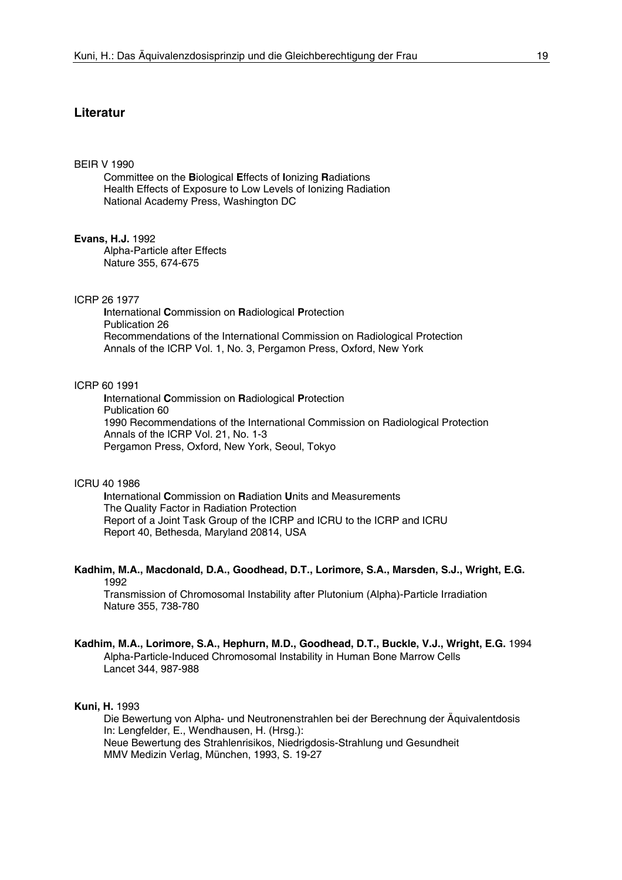## Literatur

BEIR V 1990
Committee on the **B**iological **E**ffects of **I**onizing **R**adiations
Health Effects of Exposure to Low Levels of Ionizing Radiation
National Academy Press, Washington DC

**Evans, H.J.** 1992
Alpha-Particle after Effects
Nature 355, 674-675

ICRP 26 1977
**I**nternational **C**ommission on **R**adiological **P**rotection
Publication 26
Recommendations of the International Commission on Radiological Protection
Annals of the ICRP Vol. 1, No. 3, Pergamon Press, Oxford, New York

ICRP 60 1991
**I**nternational **C**ommission on **R**adiological **P**rotection
Publication 60
1990 Recommendations of the International Commission on Radiological Protection
Annals of the ICRP Vol. 21, No. 1-3
Pergamon Press, Oxford, New York, Seoul, Tokyo

ICRU 40 1986
**I**nternational **C**ommission on **R**adiation **U**nits and Measurements
The Quality Factor in Radiation Protection
Report of a Joint Task Group of the ICRP and ICRU to the ICRP and ICRU
Report 40, Bethesda, Maryland 20814, USA

**Kadhim, M.A., Macdonald, D.A., Goodhead, D.T., Lorimore, S.A., Marsden, S.J., Wright, E.G.** 1992
Transmission of Chromosomal Instability after Plutonium (Alpha)-Particle Irradiation
Nature 355, 738-780

**Kadhim, M.A., Lorimore, S.A., Hephurn, M.D., Goodhead, D.T., Buckle, V.J., Wright, E.G.** 1994
Alpha-Particle-Induced Chromosomal Instability in Human Bone Marrow Cells
Lancet 344, 987-988

**Kuni, H.** 1993
Die Bewertung von Alpha- und Neutronenstrahlen bei der Berechnung der Äquivalentdosis
In: Lengfelder, E., Wendhausen, H. (Hrsg.):
Neue Bewertung des Strahlenrisikos, Niedrigdosis-Strahlung und Gesundheit
MMV Medizin Verlag, München, 1993, S. 19-27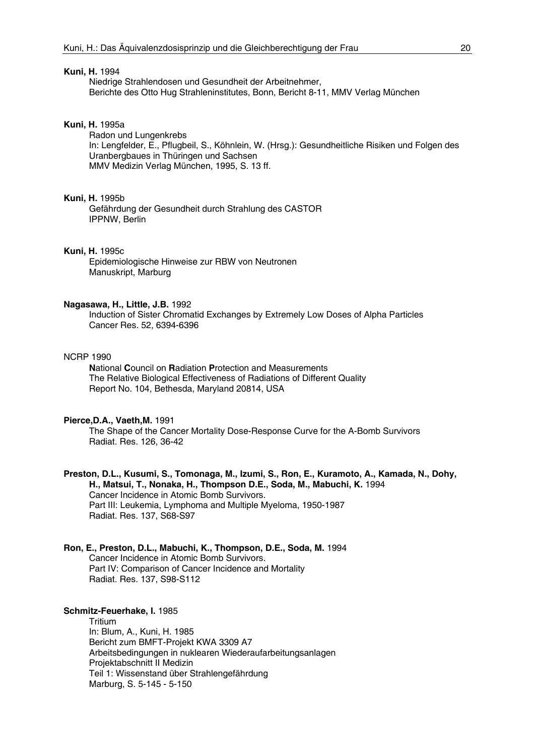**Kuni, H.** 1994
Niedrige Strahlendosen und Gesundheit der Arbeitnehmer,
Berichte des Otto Hug Strahleninstitutes, Bonn, Bericht 8-11, MMV Verlag München

**Kuni, H.** 1995a
Radon und Lungenkrebs
In: Lengfelder, E., Pflugbeil, S., Köhnlein, W. (Hrsg.): Gesundheitliche Risiken und Folgen des Uranbergbaues in Thüringen und Sachsen
MMV Medizin Verlag München, 1995, S. 13 ff.

**Kuni, H.** 1995b
Gefährdung der Gesundheit durch Strahlung des CASTOR
IPPNW, Berlin

**Kuni, H.** 1995c
Epidemiologische Hinweise zur RBW von Neutronen
Manuskript, Marburg

**Nagasawa, H., Little, J.B.** 1992
Induction of Sister Chromatid Exchanges by Extremely Low Doses of Alpha Particles
Cancer Res. 52, 6394-6396

NCRP 1990
**N**ational **C**ouncil on **R**adiation **P**rotection and Measurements
The Relative Biological Effectiveness of Radiations of Different Quality
Report No. 104, Bethesda, Maryland 20814, USA

**Pierce,D.A., Vaeth,M.** 1991
The Shape of the Cancer Mortality Dose-Response Curve for the A-Bomb Survivors
Radiat. Res. 126, 36-42

**Preston, D.L., Kusumi, S., Tomonaga, M., Izumi, S., Ron, E., Kuramoto, A., Kamada, N., Dohy, H., Matsui, T., Nonaka, H., Thompson D.E., Soda, M., Mabuchi, K.** 1994
Cancer Incidence in Atomic Bomb Survivors.
Part III: Leukemia, Lymphoma and Multiple Myeloma, 1950-1987
Radiat. Res. 137, S68-S97

**Ron, E., Preston, D.L., Mabuchi, K., Thompson, D.E., Soda, M.** 1994
Cancer Incidence in Atomic Bomb Survivors.
Part IV: Comparison of Cancer Incidence and Mortality
Radiat. Res. 137, S98-S112

**Schmitz-Feuerhake, I.** 1985
Tritium
In: Blum, A., Kuni, H. 1985
Bericht zum BMFT-Projekt KWA 3309 A7
Arbeitsbedingungen in nuklearen Wiederaufarbeitungsanlagen
Projektabschnitt II Medizin
Teil 1: Wissenstand über Strahlengefährdung
Marburg, S. 5-145 - 5-150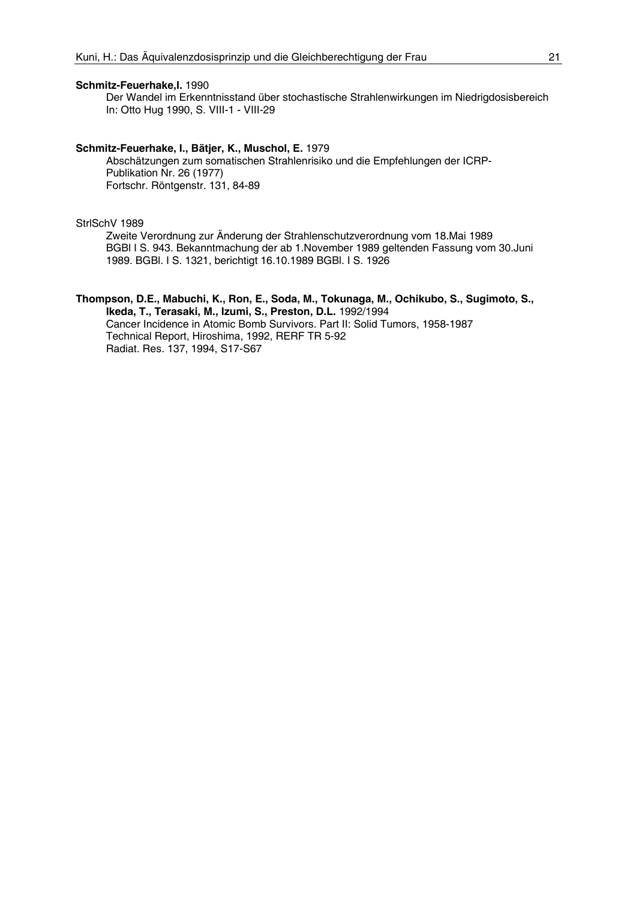**Schmitz-Feuerhake,I.** 1990
Der Wandel im Erkenntnisstand über stochastische Strahlenwirkungen im Niedrigdosisbereich
In: Otto Hug 1990, S. VIII-1 - VIII-29

**Schmitz-Feuerhake, I., Bätjer, K., Muschol, E.** 1979
Abschätzungen zum somatischen Strahlenrisiko und die Empfehlungen der ICRP-Publikation Nr. 26 (1977)
Fortschr. Röntgenstr. 131, 84-89

StrlSchV 1989
Zweite Verordnung zur Änderung der Strahlenschutzverordnung vom 18.Mai 1989
BGBl I S. 943. Bekanntmachung der ab 1.November 1989 geltenden Fassung vom 30.Juni 1989. BGBl. I S. 1321, berichtigt 16.10.1989 BGBl. I S. 1926

**Thompson, D.E., Mabuchi, K., Ron, E., Soda, M., Tokunaga, M., Ochikubo, S., Sugimoto, S., Ikeda, T., Terasaki, M., Izumi, S., Preston, D.L.** 1992/1994
Cancer Incidence in Atomic Bomb Survivors. Part II: Solid Tumors, 1958-1987
Technical Report, Hiroshima, 1992, RERF TR 5-92
Radiat. Res. 137, 1994, S17-S67